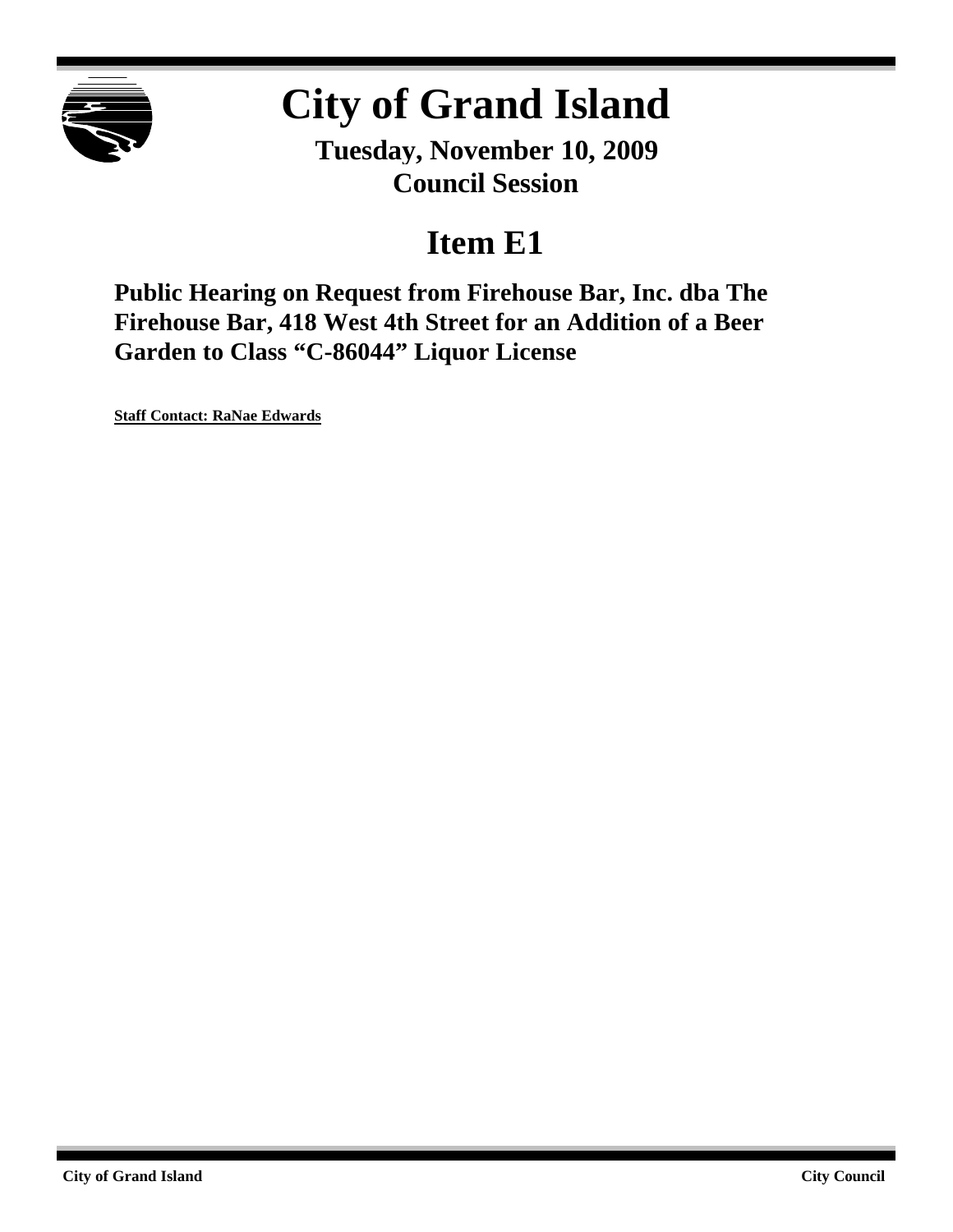# City of Grand Island

**Tuesday, November 10, 2009**
**Council Session**

## Item E1

**Public Hearing on Request from Firehouse Bar, Inc. dba The Firehouse Bar, 418 West 4th Street for an Addition of a Beer Garden to Class "C-86044" Liquor License**

**Staff Contact: RaNae Edwards**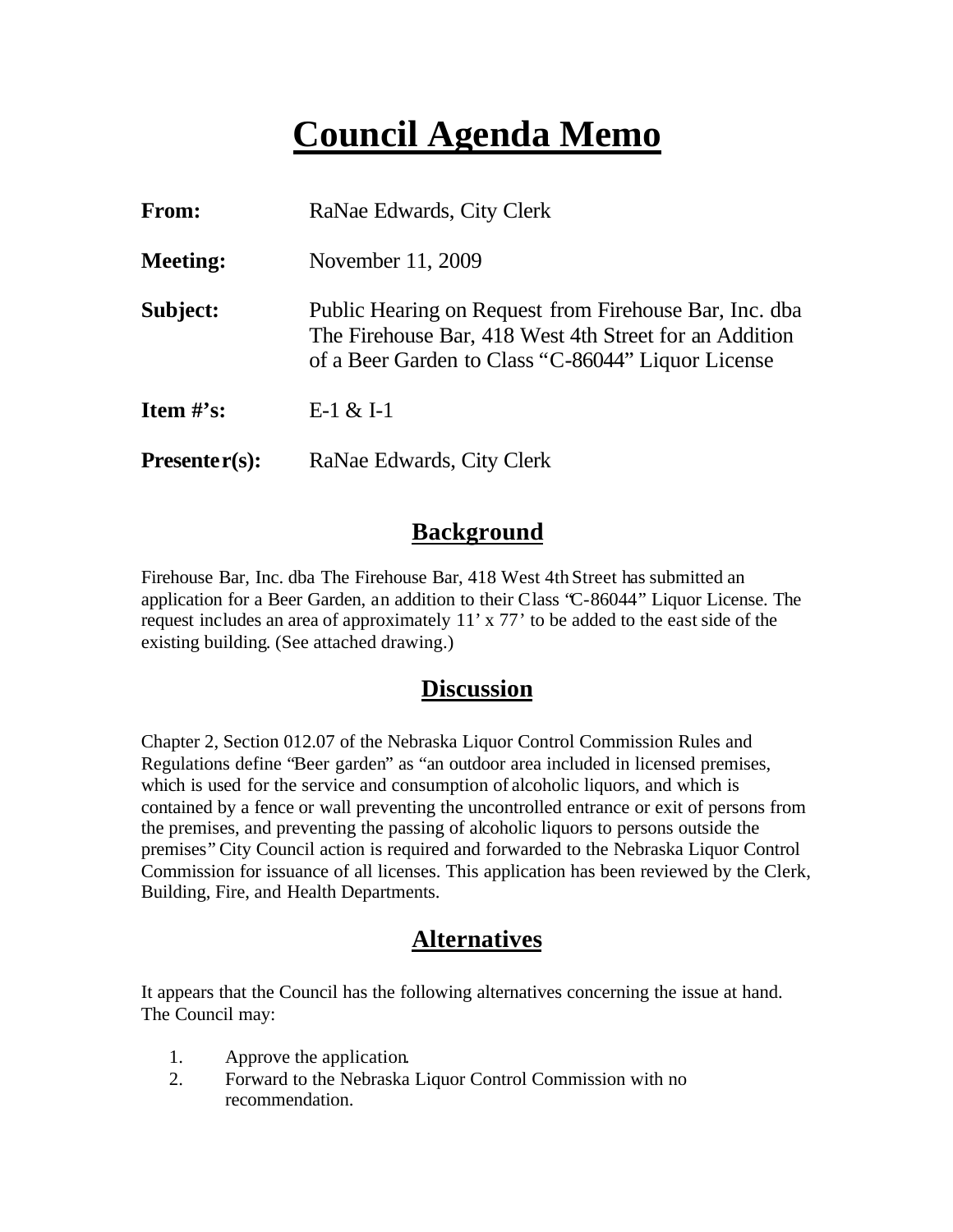# Council Agenda Memo

**From:** RaNae Edwards, City Clerk

**Meeting:** November 11, 2009

**Subject:** Public Hearing on Request from Firehouse Bar, Inc. dba The Firehouse Bar, 418 West 4th Street for an Addition of a Beer Garden to Class "C-86044" Liquor License

**Item #'s:** E-1 & I-1

**Presenter(s):** RaNae Edwards, City Clerk

## Background

Firehouse Bar, Inc. dba The Firehouse Bar, 418 West 4th Street has submitted an application for a Beer Garden, an addition to their Class "C-86044" Liquor License. The request includes an area of approximately 11' x 77' to be added to the east side of the existing building. (See attached drawing.)

## Discussion

Chapter 2, Section 012.07 of the Nebraska Liquor Control Commission Rules and Regulations define "Beer garden" as "an outdoor area included in licensed premises, which is used for the service and consumption of alcoholic liquors, and which is contained by a fence or wall preventing the uncontrolled entrance or exit of persons from the premises, and preventing the passing of alcoholic liquors to persons outside the premises" City Council action is required and forwarded to the Nebraska Liquor Control Commission for issuance of all licenses. This application has been reviewed by the Clerk, Building, Fire, and Health Departments.

## Alternatives

It appears that the Council has the following alternatives concerning the issue at hand. The Council may:

1. Approve the application.
2. Forward to the Nebraska Liquor Control Commission with no recommendation.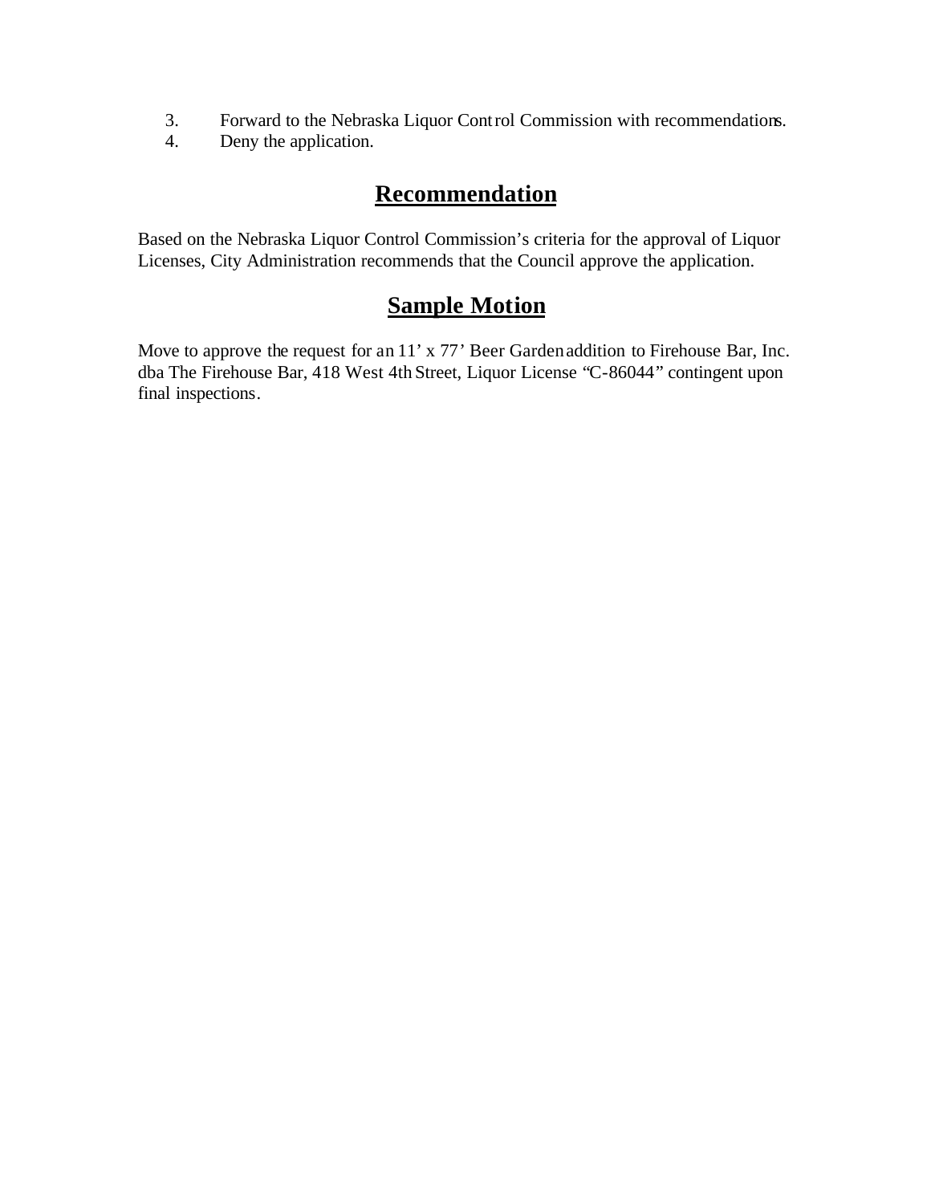3. Forward to the Nebraska Liquor Control Commission with recommendations.
4. Deny the application.

## Recommendation

Based on the Nebraska Liquor Control Commission's criteria for the approval of Liquor Licenses, City Administration recommends that the Council approve the application.

## Sample Motion

Move to approve the request for an 11' x 77' Beer Garden addition to Firehouse Bar, Inc. dba The Firehouse Bar, 418 West 4th Street, Liquor License "C-86044" contingent upon final inspections.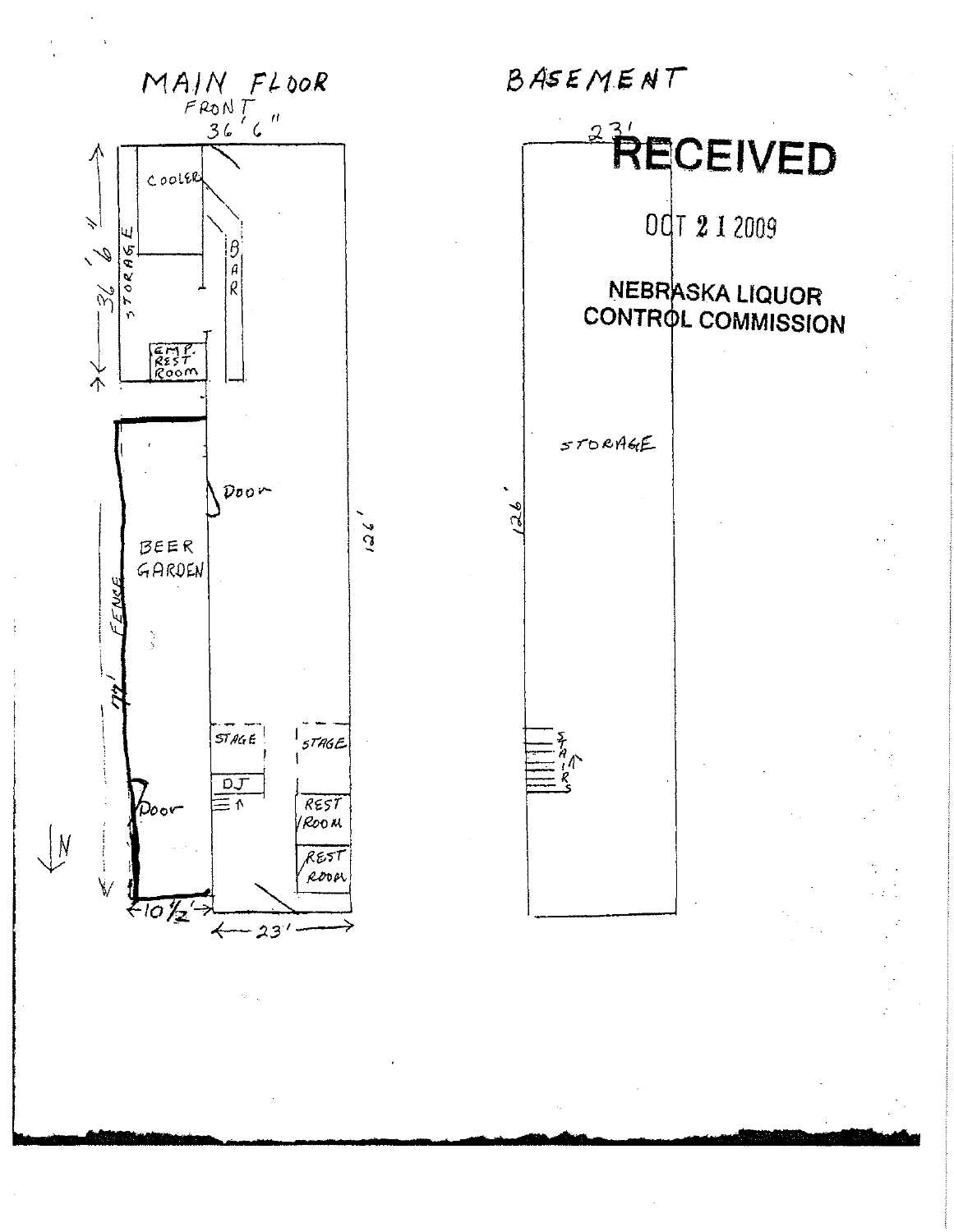MAIN FLOOR

FRONT

36'6"

COOLER

STORAGE

36'6"

BAR

EMP. REST ROOM

Door

BEER GARDEN

FENCE

74'

126'

STAGE

STAGE

DJ

REST ROOM

REST ROOM

Door

N

10 1/2'

23'

BASEMENT

23'

**RECEIVED**

OCT 21 2009

**NEBRASKA LIQUOR CONTROL COMMISSION**

STORAGE

126'

STAIRS